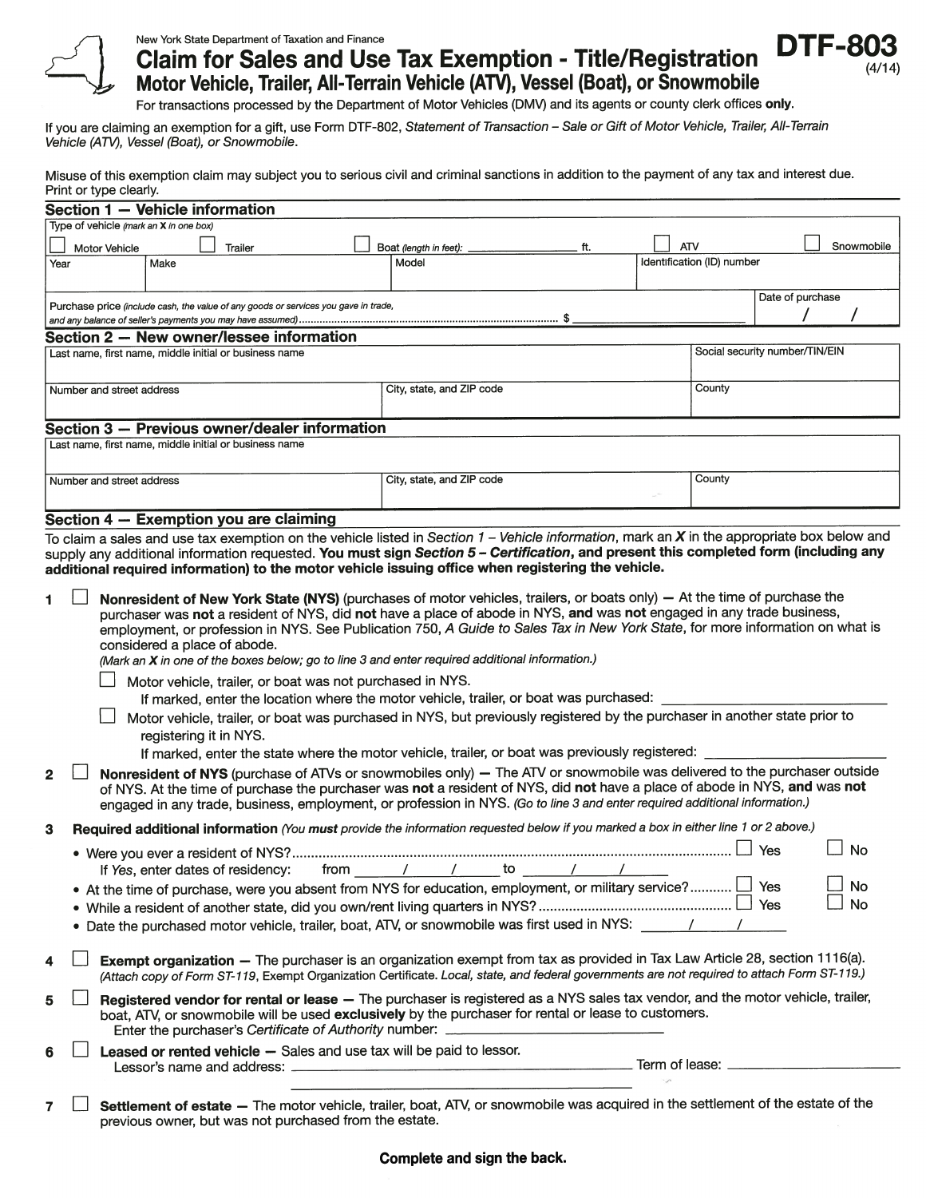New York State Department of Taxation and Finance

# Claim for Sales and Use Tax Exemption - Title/Registration

## Motor Vehicle, Trailer, All-Terrain Vehicle (ATV), Vessel (Boat), or Snowmobile

**DTF-803** (4/14)

For transactions processed by the Department of Motor Vehicles (DMV) and its agents or county clerk offices **only**.

If you are claiming an exemption for a gift, use Form DTF-802, *Statement of Transaction – Sale or Gift of Motor Vehicle, Trailer, All-Terrain Vehicle (ATV), Vessel (Boat), or Snowmobile*.

Misuse of this exemption claim may subject you to serious civil and criminal sanctions in addition to the payment of any tax and interest due. Print or type clearly.

### Section 1 — Vehicle information

Type of vehicle *(mark an X in one box)*

☐ Motor Vehicle ☐ Trailer ☐ Boat *(length in feet)*: ________ ft. ☐ ATV ☐ Snowmobile

| Year | Make | Model | Identification (ID) number |
|---|---|---|---|
| | | | |

| Purchase price *(include cash, the value of any goods or services you gave in trade, and any balance of seller's payments you may have assumed)* ........ $ | Date of purchase / / |
|---|---|
| | |

### Section 2 — New owner/lessee information

| Last name, first name, middle initial or business name | | Social security number/TIN/EIN |
|---|---|---|
| | | |
| **Number and street address** | **City, state, and ZIP code** | **County** |
| | | |

### Section 3 — Previous owner/dealer information

| Last name, first name, middle initial or business name | | |
|---|---|---|
| | | |
| **Number and street address** | **City, state, and ZIP code** | **County** |
| | | |

### Section 4 — Exemption you are claiming

To claim a sales and use tax exemption on the vehicle listed in *Section 1 – Vehicle information*, mark an **X** in the appropriate box below and supply any additional information requested. **You must sign** ***Section 5 – Certification*****, and present this completed form (including any additional required information) to the motor vehicle issuing office when registering the vehicle.**

**1** ☐ **Nonresident of New York State (NYS)** (purchases of motor vehicles, trailers, or boats only) **—** At the time of purchase the purchaser was **not** a resident of NYS, did **not** have a place of abode in NYS, **and** was **not** engaged in any trade business, employment, or profession in NYS. See Publication 750, *A Guide to Sales Tax in New York State*, for more information on what is considered a place of abode.
*(Mark an X in one of the boxes below; go to line 3 and enter required additional information.)*

☐ Motor vehicle, trailer, or boat was not purchased in NYS.
If marked, enter the location where the motor vehicle, trailer, or boat was purchased: ____________

☐ Motor vehicle, trailer, or boat was purchased in NYS, but previously registered by the purchaser in another state prior to registering it in NYS.
If marked, enter the state where the motor vehicle, trailer, or boat was previously registered: ____________

**2** ☐ **Nonresident of NYS** (purchase of ATVs or snowmobiles only) **—** The ATV or snowmobile was delivered to the purchaser outside of NYS. At the time of purchase the purchaser was **not** a resident of NYS, did **not** have a place of abode in NYS, **and** was **not** engaged in any trade, business, employment, or profession in NYS. *(Go to line 3 and enter required additional information.)*

**3** **Required additional information** *(You* ***must*** *provide the information requested below if you marked a box in either line 1 or 2 above.)*

- Were you ever a resident of NYS? .......... ☐ Yes ☐ No
  If *Yes*, enter dates of residency: from ___ / ___ / ___ to ___ / ___ / ___
- At the time of purchase, were you absent from NYS for education, employment, or military service? .......... ☐ Yes ☐ No
- While a resident of another state, did you own/rent living quarters in NYS? .......... ☐ Yes ☐ No
- Date the purchased motor vehicle, trailer, boat, ATV, or snowmobile was first used in NYS: ___ / ___ / ___

**4** ☐ **Exempt organization —** The purchaser is an organization exempt from tax as provided in Tax Law Article 28, section 1116(a). *(Attach copy of Form ST-119,* Exempt Organization Certificate. *Local, state, and federal governments are not required to attach Form ST-119.)*

**5** ☐ **Registered vendor for rental or lease —** The purchaser is registered as a NYS sales tax vendor, and the motor vehicle, trailer, boat, ATV, or snowmobile will be used **exclusively** by the purchaser for rental or lease to customers.
Enter the purchaser's *Certificate of Authority* number: ____________

**6** ☐ **Leased or rented vehicle —** Sales and use tax will be paid to lessor.
Lessor's name and address: ____________ Term of lease: ____________

**7** ☐ **Settlement of estate —** The motor vehicle, trailer, boat, ATV, or snowmobile was acquired in the settlement of the estate of the previous owner, but was not purchased from the estate.

**Complete and sign the back.**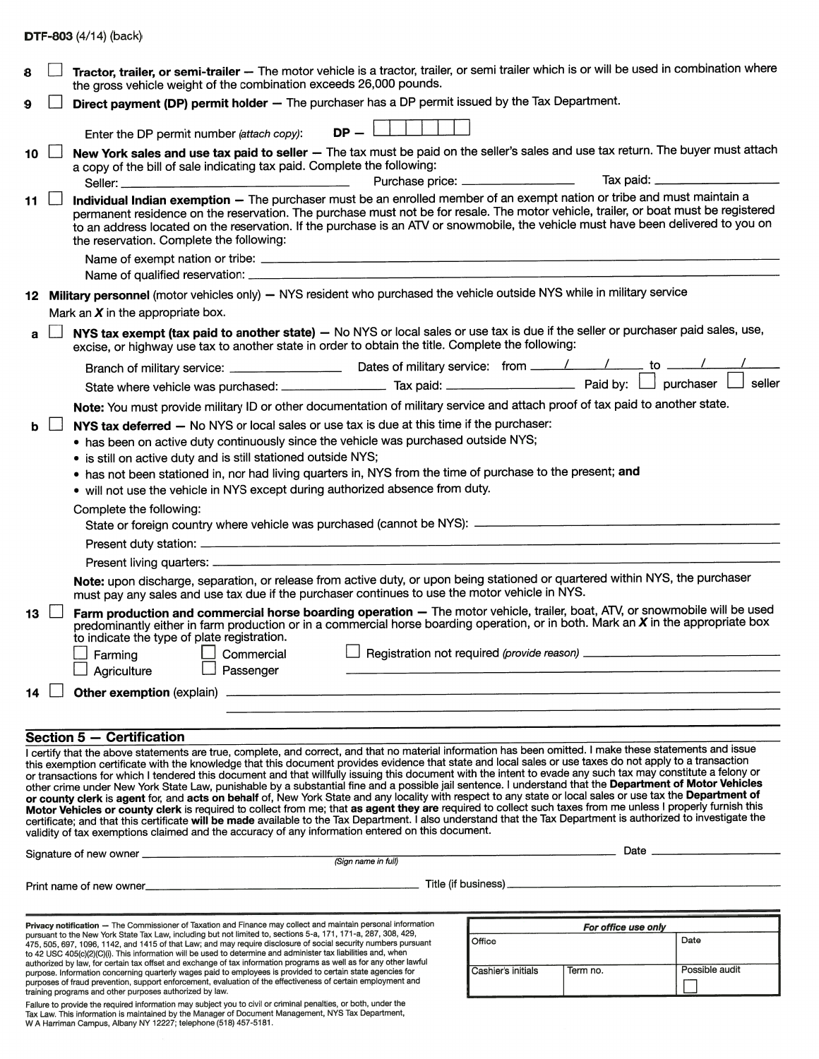DTF-803 (4/14) (back)

8 ☐ **Tractor, trailer, or semi-trailer —** The motor vehicle is a tractor, trailer, or semi trailer which is or will be used in combination where the gross vehicle weight of the combination exceeds 26,000 pounds.

9 ☐ **Direct payment (DP) permit holder —** The purchaser has a DP permit issued by the Tax Department.

Enter the DP permit number *(attach copy)*: **DP –** ☐☐☐☐☐☐

10 ☐ **New York sales and use tax paid to seller —** The tax must be paid on the seller's sales and use tax return. The buyer must attach a copy of the bill of sale indicating tax paid. Complete the following:

Seller: ____________ Purchase price: ____________ Tax paid: ____________

11 ☐ **Individual Indian exemption —** The purchaser must be an enrolled member of an exempt nation or tribe and must maintain a permanent residence on the reservation. The purchase must not be for resale. The motor vehicle, trailer, or boat must be registered to an address located on the reservation. If the purchase is an ATV or snowmobile, the vehicle must have been delivered to you on the reservation. Complete the following:

Name of exempt nation or tribe: ____________

Name of qualified reservation: ____________

12 **Military personnel** (motor vehicles only) — NYS resident who purchased the vehicle outside NYS while in military service

Mark an ***X*** in the appropriate box.

a ☐ **NYS tax exempt (tax paid to another state) —** No NYS or local sales or use tax is due if the seller or purchaser paid sales, use, excise, or highway use tax to another state in order to obtain the title. Complete the following:

Branch of military service: ____________ Dates of military service: from ___/___/___ to ___/___/___

State where vehicle was purchased: ____________ Tax paid: ____________ Paid by: ☐ purchaser ☐ seller

**Note:** You must provide military ID or other documentation of military service and attach proof of tax paid to another state.

b ☐ **NYS tax deferred —** No NYS or local sales or use tax is due at this time if the purchaser:

- has been on active duty continuously since the vehicle was purchased outside NYS;
- is still on active duty and is still stationed outside NYS;
- has not been stationed in, nor had living quarters in, NYS from the time of purchase to the present; **and**
- will not use the vehicle in NYS except during authorized absence from duty.

Complete the following:

State or foreign country where vehicle was purchased (cannot be NYS): ____________

Present duty station: ____________

Present living quarters: ____________

**Note:** upon discharge, separation, or release from active duty, or upon being stationed or quartered within NYS, the purchaser must pay any sales and use tax due if the purchaser continues to use the motor vehicle in NYS.

13 ☐ **Farm production and commercial horse boarding operation —** The motor vehicle, trailer, boat, ATV, or snowmobile will be used predominantly either in farm production or in a commercial horse boarding operation, or in both. Mark an ***X*** in the appropriate box to indicate the type of plate registration.

☐ Farming ☐ Commercial ☐ Registration not required *(provide reason)* ____________

☐ Agriculture ☐ Passenger ____________

14 ☐ **Other exemption** (explain) ____________

## Section 5 — Certification

I certify that the above statements are true, complete, and correct, and that no material information has been omitted. I make these statements and issue this exemption certificate with the knowledge that this document provides evidence that state and local sales or use taxes do not apply to a transaction or transactions for which I tendered this document and that willfully issuing this document with the intent to evade any such tax may constitute a felony or other crime under New York State Law, punishable by a substantial fine and a possible jail sentence. I understand that the **Department of Motor Vehicles or county clerk** is **agent** for, and **acts on behalf** of, New York State and any locality with respect to any state or local sales or use tax the **Department of Motor Vehicles or county clerk** is required to collect from me; that **as agent they are** required to collect such taxes from me unless I properly furnish this certificate; and that this certificate **will be made** available to the Tax Department. I also understand that the Tax Department is authorized to investigate the validity of tax exemptions claimed and the accuracy of any information entered on this document.

Signature of new owner ____________ *(Sign name in full)* Date ____________

Print name of new owner ____________ Title (if business) ____________

**Privacy notification —** The Commissioner of Taxation and Finance may collect and maintain personal information pursuant to the New York State Tax Law, including but not limited to, sections 5-a, 171, 171-a, 287, 308, 429, 475, 505, 697, 1096, 1142, and 1415 of that Law; and may require disclosure of social security numbers pursuant to 42 USC 405(c)(2)(C)(i). This information will be used to determine and administer tax liabilities and, when authorized by law, for certain tax offset and exchange of tax information programs as well as for any other lawful purpose. Information concerning quarterly wages paid to employees is provided to certain state agencies for purposes of fraud prevention, support enforcement, evaluation of the effectiveness of certain employment and training programs and other purposes authorized by law.

Failure to provide the required information may subject you to civil or criminal penalties, or both, under the Tax Law. This information is maintained by the Manager of Document Management, NYS Tax Department, W A Harriman Campus, Albany NY 12227; telephone (518) 457-5181.

| *For office use only* | | |
|---|---|---|
| Office | | Date |
| Cashier's initials | Term no. | Possible audit ☐ |